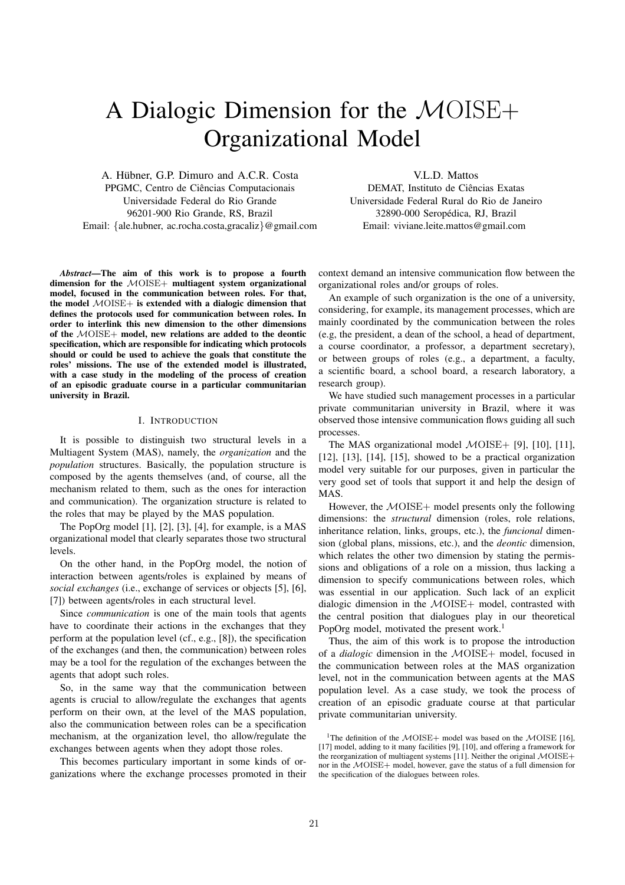# A Dialogic Dimension for the $\mathcal{M}$OISE+ Organizational Model

A. Hübner, G.P. Dimuro and A.C.R. Costa
PPGMC, Centro de Ciências Computacionais
Universidade Federal do Rio Grande
96201-900 Rio Grande, RS, Brazil
Email: {ale.hubner, ac.rocha.costa,gracaliz}@gmail.com

V.L.D. Mattos
DEMAT, Instituto de Ciências Exatas
Universidade Federal Rural do Rio de Janeiro
32890-000 Seropédica, RJ, Brazil
Email: viviane.leite.mattos@gmail.com

***Abstract*—The aim of this work is to propose a fourth dimension for the $\mathcal{M}$OISE+ multiagent system organizational model, focused in the communication between roles. For that, the model $\mathcal{M}$OISE+ is extended with a dialogic dimension that defines the protocols used for communication between roles. In order to interlink this new dimension to the other dimensions of the $\mathcal{M}$OISE+ model, new relations are added to the deontic specification, which are responsible for indicating which protocols should or could be used to achieve the goals that constitute the roles' missions. The use of the extended model is illustrated, with a case study in the modeling of the process of creation of an episodic graduate course in a particular communitarian university in Brazil.**

## I. Introduction

It is possible to distinguish two structural levels in a Multiagent System (MAS), namely, the *organization* and the *population* structures. Basically, the population structure is composed by the agents themselves (and, of course, all the mechanism related to them, such as the ones for interaction and communication). The organization structure is related to the roles that may be played by the MAS population.

The PopOrg model [1], [2], [3], [4], for example, is a MAS organizational model that clearly separates those two structural levels.

On the other hand, in the PopOrg model, the notion of interaction between agents/roles is explained by means of *social exchanges* (i.e., exchange of services or objects [5], [6], [7]) between agents/roles in each structural level.

Since *communication* is one of the main tools that agents have to coordinate their actions in the exchanges that they perform at the population level (cf., e.g., [8]), the specification of the exchanges (and then, the communication) between roles may be a tool for the regulation of the exchanges between the agents that adopt such roles.

So, in the same way that the communication between agents is crucial to allow/regulate the exchanges that agents perform on their own, at the level of the MAS population, also the communication between roles can be a specification mechanism, at the organization level, tho allow/regulate the exchanges between agents when they adopt those roles.

This becomes particulary important in some kinds of organizations where the exchange processes promoted in their context demand an intensive communication flow between the organizational roles and/or groups of roles.

An example of such organization is the one of a university, considering, for example, its management processes, which are mainly coordinated by the communication between the roles (e.g, the president, a dean of the school, a head of department, a course coordinator, a professor, a department secretary), or between groups of roles (e.g., a department, a faculty, a scientific board, a school board, a research laboratory, a research group).

We have studied such management processes in a particular private communitarian university in Brazil, where it was observed those intensive communication flows guiding all such processes.

The MAS organizational model $\mathcal{M}$OISE+ [9], [10], [11], [12], [13], [14], [15], showed to be a practical organization model very suitable for our purposes, given in particular the very good set of tools that support it and help the design of MAS.

However, the $\mathcal{M}$OISE+ model presents only the following dimensions: the *structural* dimension (roles, role relations, inheritance relation, links, groups, etc.), the *funcional* dimension (global plans, missions, etc.), and the *deontic* dimension, which relates the other two dimension by stating the permissions and obligations of a role on a mission, thus lacking a dimension to specify communications between roles, which was essential in our application. Such lack of an explicit dialogic dimension in the $\mathcal{M}$OISE+ model, contrasted with the central position that dialogues play in our theoretical PopOrg model, motivated the present work.[1]

Thus, the aim of this work is to propose the introduction of a *dialogic* dimension in the $\mathcal{M}$OISE+ model, focused in the communication between roles at the MAS organization level, not in the communication between agents at the MAS population level. As a case study, we took the process of creation of an episodic graduate course at that particular private communitarian university.

[1] The definition of the $\mathcal{M}$OISE+ model was based on the $\mathcal{M}$OISE [16], [17] model, adding to it many facilities [9], [10], and offering a framework for the reorganization of multiagent systems [11]. Neither the original $\mathcal{M}$OISE+ nor in the $\mathcal{M}$OISE+ model, however, gave the status of a full dimension for the specification of the dialogues between roles.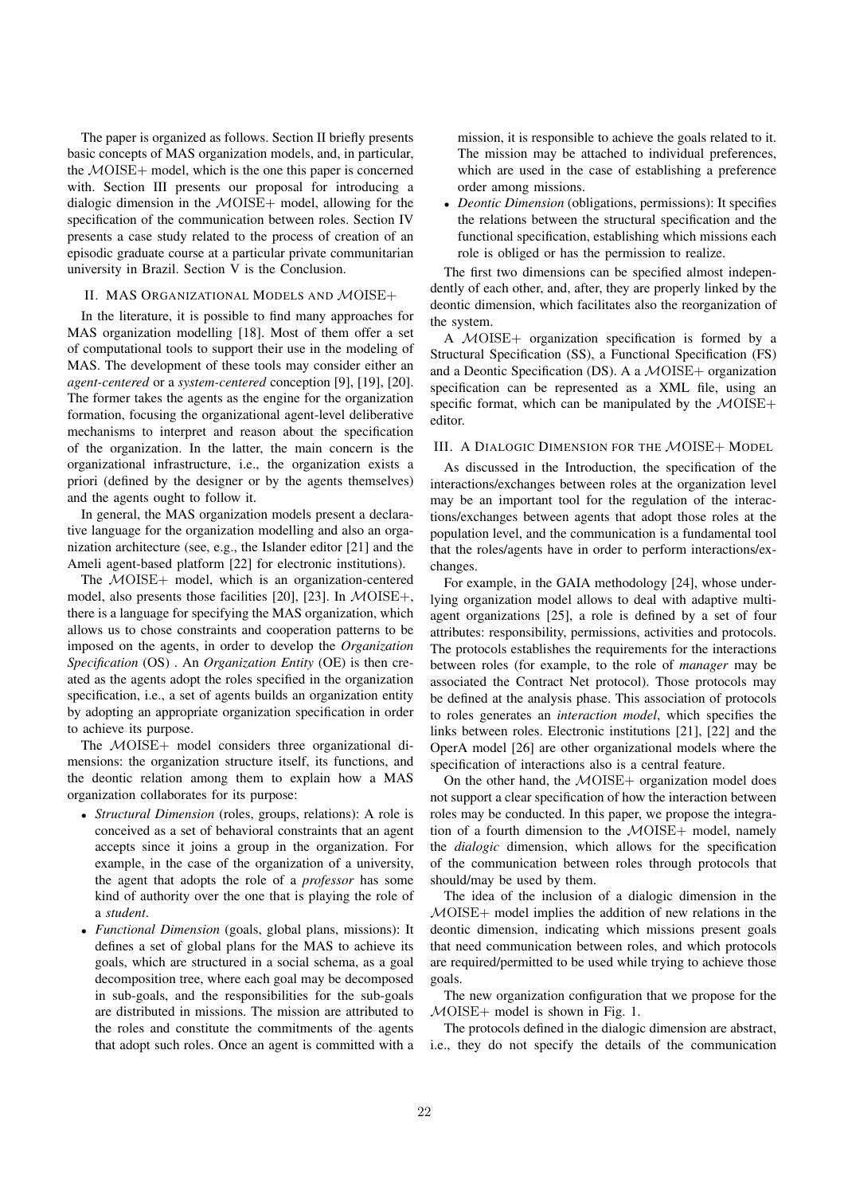The paper is organized as follows. Section II briefly presents basic concepts of MAS organization models, and, in particular, the $\mathcal{M}$OISE+ model, which is the one this paper is concerned with. Section III presents our proposal for introducing a dialogic dimension in the $\mathcal{M}$OISE+ model, allowing for the specification of the communication between roles. Section IV presents a case study related to the process of creation of an episodic graduate course at a particular private communitarian university in Brazil. Section V is the Conclusion.

## II. MAS Organizational Models and $\mathcal{M}$OISE+

In the literature, it is possible to find many approaches for MAS organization modelling [18]. Most of them offer a set of computational tools to support their use in the modeling of MAS. The development of these tools may consider either an *agent-centered* or a *system-centered* conception [9], [19], [20]. The former takes the agents as the engine for the organization formation, focusing the organizational agent-level deliberative mechanisms to interpret and reason about the specification of the organization. In the latter, the main concern is the organizational infrastructure, i.e., the organization exists a priori (defined by the designer or by the agents themselves) and the agents ought to follow it.

In general, the MAS organization models present a declarative language for the organization modelling and also an organization architecture (see, e.g., the Islander editor [21] and the Ameli agent-based platform [22] for electronic institutions).

The $\mathcal{M}$OISE+ model, which is an organization-centered model, also presents those facilities [20], [23]. In $\mathcal{M}$OISE+, there is a language for specifying the MAS organization, which allows us to chose constraints and cooperation patterns to be imposed on the agents, in order to develop the *Organization Specification* (OS) . An *Organization Entity* (OE) is then created as the agents adopt the roles specified in the organization specification, i.e., a set of agents builds an organization entity by adopting an appropriate organization specification in order to achieve its purpose.

The $\mathcal{M}$OISE+ model considers three organizational dimensions: the organization structure itself, its functions, and the deontic relation among them to explain how a MAS organization collaborates for its purpose:

- *Structural Dimension* (roles, groups, relations): A role is conceived as a set of behavioral constraints that an agent accepts since it joins a group in the organization. For example, in the case of the organization of a university, the agent that adopts the role of a *professor* has some kind of authority over the one that is playing the role of a *student*.
- *Functional Dimension* (goals, global plans, missions): It defines a set of global plans for the MAS to achieve its goals, which are structured in a social schema, as a goal decomposition tree, where each goal may be decomposed in sub-goals, and the responsibilities for the sub-goals are distributed in missions. The mission are attributed to the roles and constitute the commitments of the agents that adopt such roles. Once an agent is committed with a mission, it is responsible to achieve the goals related to it. The mission may be attached to individual preferences, which are used in the case of establishing a preference order among missions.
- *Deontic Dimension* (obligations, permissions): It specifies the relations between the structural specification and the functional specification, establishing which missions each role is obliged or has the permission to realize.

The first two dimensions can be specified almost independently of each other, and, after, they are properly linked by the deontic dimension, which facilitates also the reorganization of the system.

A $\mathcal{M}$OISE+ organization specification is formed by a Structural Specification (SS), a Functional Specification (FS) and a Deontic Specification (DS). A a $\mathcal{M}$OISE+ organization specification can be represented as a XML file, using an specific format, which can be manipulated by the $\mathcal{M}$OISE+ editor.

## III. A Dialogic Dimension for the $\mathcal{M}$OISE+ Model

As discussed in the Introduction, the specification of the interactions/exchanges between roles at the organization level may be an important tool for the regulation of the interactions/exchanges between agents that adopt those roles at the population level, and the communication is a fundamental tool that the roles/agents have in order to perform interactions/exchanges.

For example, in the GAIA methodology [24], whose underlying organization model allows to deal with adaptive multiagent organizations [25], a role is defined by a set of four attributes: responsibility, permissions, activities and protocols. The protocols establishes the requirements for the interactions between roles (for example, to the role of *manager* may be associated the Contract Net protocol). Those protocols may be defined at the analysis phase. This association of protocols to roles generates an *interaction model*, which specifies the links between roles. Electronic institutions [21], [22] and the OperA model [26] are other organizational models where the specification of interactions also is a central feature.

On the other hand, the $\mathcal{M}$OISE+ organization model does not support a clear specification of how the interaction between roles may be conducted. In this paper, we propose the integration of a fourth dimension to the $\mathcal{M}$OISE+ model, namely the *dialogic* dimension, which allows for the specification of the communication between roles through protocols that should/may be used by them.

The idea of the inclusion of a dialogic dimension in the $\mathcal{M}$OISE+ model implies the addition of new relations in the deontic dimension, indicating which missions present goals that need communication between roles, and which protocols are required/permitted to be used while trying to achieve those goals.

The new organization configuration that we propose for the $\mathcal{M}$OISE+ model is shown in Fig. 1.

The protocols defined in the dialogic dimension are abstract, i.e., they do not specify the details of the communication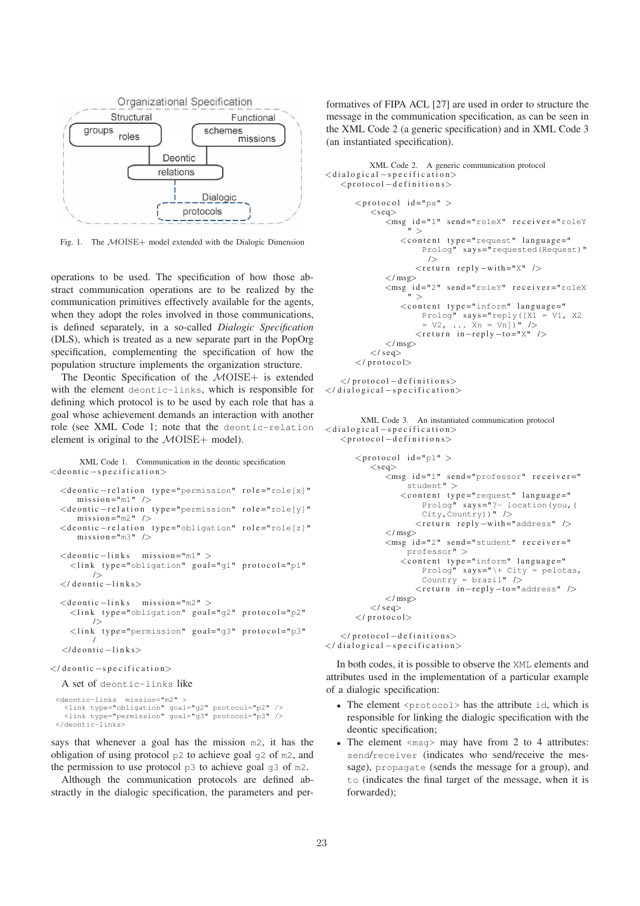Fig. 1. The $\mathcal{M}$OISE+ model extended with the Dialogic Dimension

operations to be used. The specification of how those abstract communication operations are to be realized by the communication primitives effectively available for the agents, when they adopt the roles involved in those communications, is defined separately, in a so-called *Dialogic Specification* (DLS), which is treated as a new separate part in the PopOrg specification, complementing the specification of how the population structure implements the organization structure.

The Deontic Specification of the $\mathcal{M}$OISE+ is extended with the element `deontic-links`, which is responsible for defining which protocol is to be used by each role that has a goal whose achievement demands an interaction with another role (see XML Code 1; note that the `deontic-relation` element is original to the $\mathcal{M}$OISE+ model).

XML Code 1. Communication in the deontic specification

```
<deontic-specification>

  <deontic-relation type="permission" role="role[x]"
     mission="m1" />
  <deontic-relation type="permission" role="role[y]"
     mission="m2" />
  <deontic-relation type="obligation" role="role[z]"
     mission="m3" />

  <deontic-links   mission="m1" >
    <link type="obligation" goal="g1" protocol="p1"
        />
  </deontic-links>

  <deontic-links   mission="m2" >
    <link type="obligation" goal="g2" protocol="p2"
        />
    <link type="permission" goal="g3" protocol="p3"
        /
  </deontic-links>

</deontic-specification>
```

A set of `deontic-links` like

```
<deontic-links  mission="m2" >
  <link type="obligation" goal="g2" protocol="p2" />
  <link type="permission" goal="g3" protocol="p3" />
</deontic-links>
```

says that whenever a goal has the mission `m2`, it has the obligation of using protocol `p2` to achieve goal `g2` of `m2`, and the permission to use protocol `p3` to achieve goal `g3` of `m2`.

Although the communication protocols are defined abstractly in the dialogic specification, the parameters and performatives of FIPA ACL [27] are used in order to structure the message in the communication specification, as can be seen in the XML Code 2 (a generic specification) and in XML Code 3 (an instantiated specification).

XML Code 2. A generic communication protocol

```
<dialogical-specification>
  <protocol-definitions>

    <protocol id="px" >
      <seq>
        <msg id="1" send="roleX" receiver="roleY
            " >
          <content type="request" language="
              Prolog" says="requested(Request)"
              />
            <return reply-with="X" />
        </msg>
        <msg id="2" send="roleY" receiver="roleX
            " >
          <content type="inform" language="
              Prolog" says="reply([X1 = V1, X2
              = V2, ... Xn = Vn])" />
            <return in-reply-to="X" />
        </msg>
      </seq>
    </protocol>

  </protocol-definitions>
</dialogical-specification>
```

XML Code 3. An instantiated communication protocol

```
<dialogical-specification>
  <protocol-definitions>

    <protocol id="p1" >
      <seq>
        <msg id="1" send="professor" receiver="
            student" >
          <content type="request" language="
              Prolog" says="?- location(you,(
              City,Country))" />
            <return reply-with="address" />
        </msg>
        <msg id="2" send="student" receiver="
            professor" >
          <content type="inform" language="
              Prolog" says="\+ City = pelotas,
              Country = brazil" />
            <return in-reply-to="address" />
        </msg>
      </seq>
    </protocol>

  </protocol-definitions>
</dialogical-specification>
```

In both codes, it is possible to observe the `XML` elements and attributes used in the implementation of a particular example of a dialogic specification:

- The element `<protocol>` has the attribute `id`, which is responsible for linking the dialogic specification with the deontic specification;
- The element `<msg>` may have from 2 to 4 attributes: `send`/`receiver` (indicates who send/receive the message), `propagate` (sends the message for a group), and `to` (indicates the final target of the message, when it is forwarded);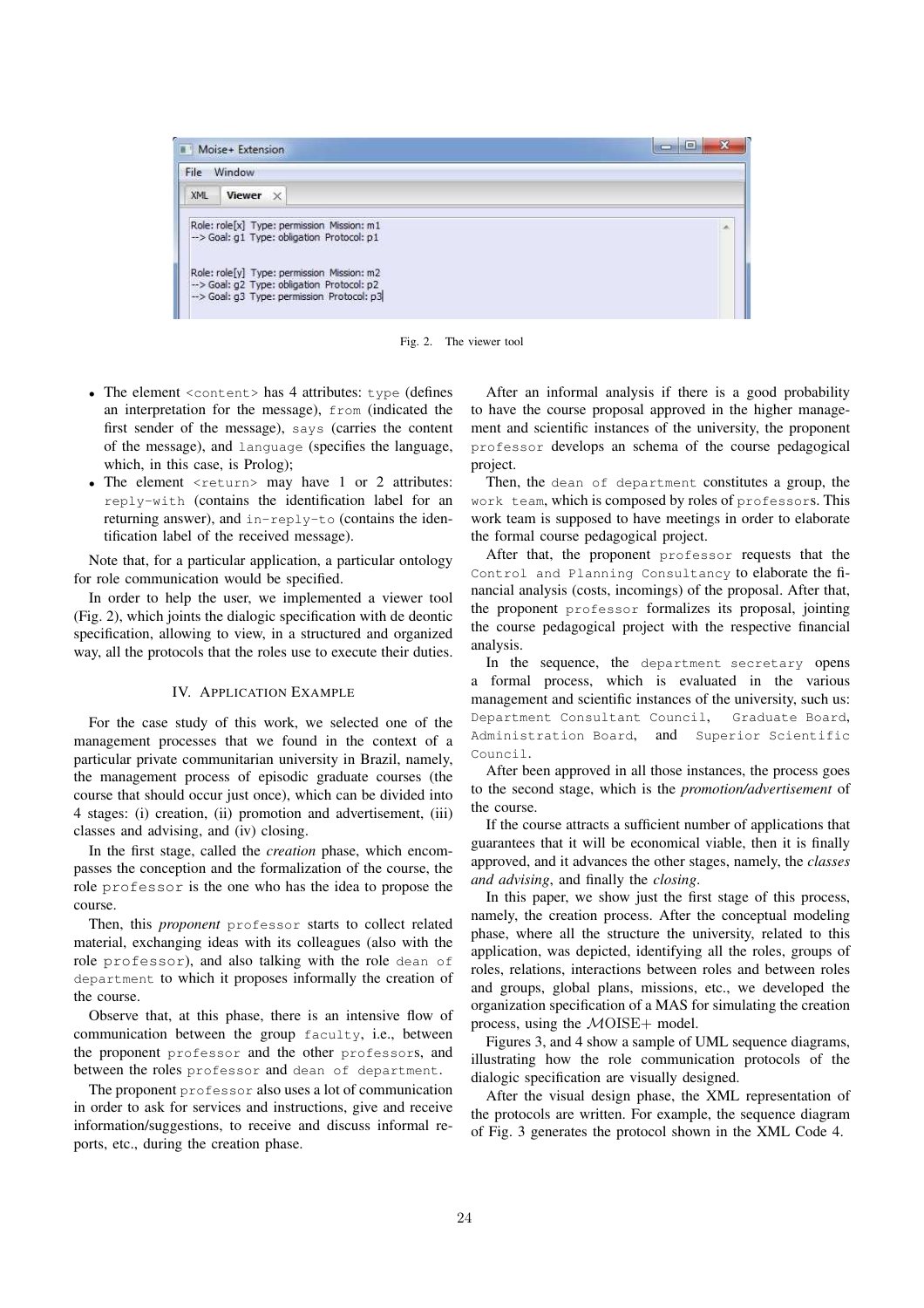Fig. 2. The viewer tool

- The element `<content>` has 4 attributes: `type` (defines an interpretation for the message), `from` (indicated the first sender of the message), `says` (carries the content of the message), and `language` (specifies the language, which, in this case, is Prolog);
- The element `<return>` may have 1 or 2 attributes: `reply-with` (contains the identification label for an returning answer), and `in-reply-to` (contains the identification label of the received message).

Note that, for a particular application, a particular ontology for role communication would be specified.

In order to help the user, we implemented a viewer tool (Fig. 2), which joints the dialogic specification with de deontic specification, allowing to view, in a structured and organized way, all the protocols that the roles use to execute their duties.

## IV. Application Example

For the case study of this work, we selected one of the management processes that we found in the context of a particular private communitarian university in Brazil, namely, the management process of episodic graduate courses (the course that should occur just once), which can be divided into 4 stages: (i) creation, (ii) promotion and advertisement, (iii) classes and advising, and (iv) closing.

In the first stage, called the *creation* phase, which encompasses the conception and the formalization of the course, the role `professor` is the one who has the idea to propose the course.

Then, this *proponent* `professor` starts to collect related material, exchanging ideas with its colleagues (also with the role `professor`), and also talking with the role `dean of department` to which it proposes informally the creation of the course.

Observe that, at this phase, there is an intensive flow of communication between the group `faculty`, i.e., between the proponent `professor` and the other `professor`s, and between the roles `professor` and `dean of department`.

The proponent `professor` also uses a lot of communication in order to ask for services and instructions, give and receive information/suggestions, to receive and discuss informal reports, etc., during the creation phase.

After an informal analysis if there is a good probability to have the course proposal approved in the higher management and scientific instances of the university, the proponent `professor` develops an schema of the course pedagogical project.

Then, the `dean of department` constitutes a group, the `work team`, which is composed by roles of `professor`s. This work team is supposed to have meetings in order to elaborate the formal course pedagogical project.

After that, the proponent `professor` requests that the `Control and Planning Consultancy` to elaborate the financial analysis (costs, incomings) of the proposal. After that, the proponent `professor` formalizes its proposal, jointing the course pedagogical project with the respective financial analysis.

In the sequence, the `department secretary` opens a formal process, which is evaluated in the various management and scientific instances of the university, such us: `Department Consultant Council`, `Graduate Board`, `Administration Board`, and `Superior Scientific Council`.

After been approved in all those instances, the process goes to the second stage, which is the *promotion/advertisement* of the course.

If the course attracts a sufficient number of applications that guarantees that it will be economical viable, then it is finally approved, and it advances the other stages, namely, the *classes and advising*, and finally the *closing*.

In this paper, we show just the first stage of this process, namely, the creation process. After the conceptual modeling phase, where all the structure the university, related to this application, was depicted, identifying all the roles, groups of roles, relations, interactions between roles and between roles and groups, global plans, missions, etc., we developed the organization specification of a MAS for simulating the creation process, using the $\mathcal{M}$OISE+ model.

Figures 3, and 4 show a sample of UML sequence diagrams, illustrating how the role communication protocols of the dialogic specification are visually designed.

After the visual design phase, the XML representation of the protocols are written. For example, the sequence diagram of Fig. 3 generates the protocol shown in the XML Code 4.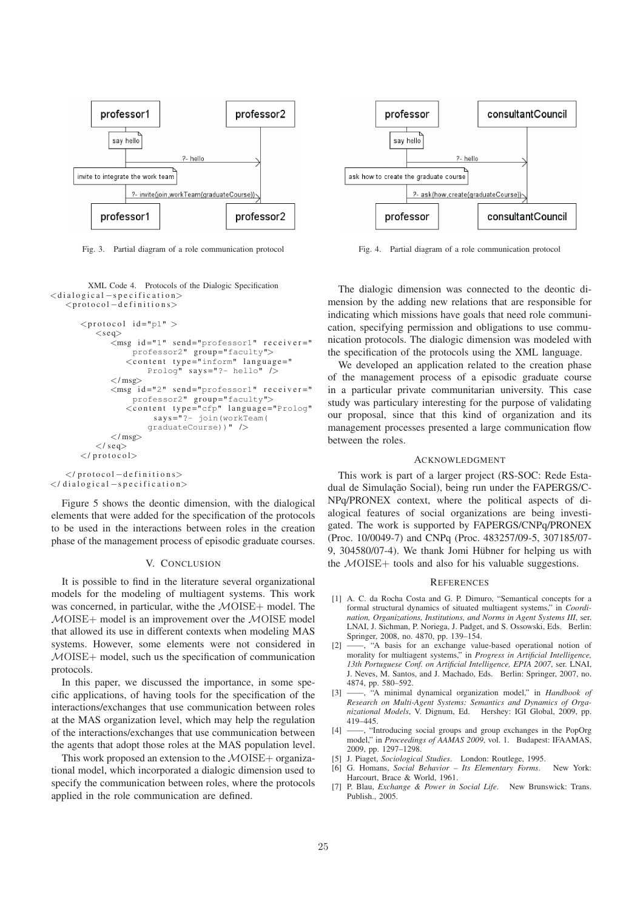Fig. 3. Partial diagram of a role communication protocol

Fig. 4. Partial diagram of a role communication protocol

XML Code 4. Protocols of the Dialogic Specification

```
<dialogical-specification>
  <protocol-definitions>

    <protocol id="p1" >
      <seq>
        <msg id="1" send="professor1" receiver="
            professor2" group="faculty">
          <content type="inform" language="
              Prolog" says="?- hello" />
        </msg>
        <msg id="2" send="professor1" receiver="
            professor2" group="faculty">
          <content type="cfp" language="Prolog"
               says="?- join(workTeam(
              graduateCourse))" />
        </msg>
      </seq>
    </protocol>

  </protocol-definitions>
</dialogical-specification>
```

Figure 5 shows the deontic dimension, with the dialogical elements that were added for the specification of the protocols to be used in the interactions between roles in the creation phase of the management process of episodic graduate courses.

## V. Conclusion

It is possible to find in the literature several organizational models for the modeling of multiagent systems. This work was concerned, in particular, withe the $\mathcal{M}$OISE+ model. The $\mathcal{M}$OISE+ model is an improvement over the $\mathcal{M}$OISE model that allowed its use in different contexts when modeling MAS systems. However, some elements were not considered in $\mathcal{M}$OISE+ model, such us the specification of communication protocols.

In this paper, we discussed the importance, in some specific applications, of having tools for the specification of the interactions/exchanges that use communication between roles at the MAS organization level, which may help the regulation of the interactions/exchanges that use communication between the agents that adopt those roles at the MAS population level.

This work proposed an extension to the $\mathcal{M}$OISE+ organizational model, which incorporated a dialogic dimension used to specify the communication between roles, where the protocols applied in the role communication are defined.

The dialogic dimension was connected to the deontic dimension by the adding new relations that are responsible for indicating which missions have goals that need role communication, specifying permission and obligations to use communication protocols. The dialogic dimension was modeled with the specification of the protocols using the XML language.

We developed an application related to the creation phase of the management process of a episodic graduate course in a particular private communitarian university. This case study was particulary interesting for the purpose of validating our proposal, since that this kind of organization and its management processes presented a large communication flow between the roles.

## Acknowledgment

This work is part of a larger project (RS-SOC: Rede Estadual de Simulação Social), being run under the FAPERGS/CNPq/PRONEX context, where the political aspects of dialogical features of social organizations are being investigated. The work is supported by FAPERGS/CNPq/PRONEX (Proc. 10/0049-7) and CNPq (Proc. 483257/09-5, 307185/07-9, 304580/07-4). We thank Jomi Hübner for helping us with the $\mathcal{M}$OISE+ tools and also for his valuable suggestions.

## References

[1] A. C. da Rocha Costa and G. P. Dimuro, "Semantical concepts for a formal structural dynamics of situated multiagent systems," in *Coordination, Organizations, Institutions, and Norms in Agent Systems III*, ser. LNAI, J. Sichman, P. Noriega, J. Padget, and S. Ossowski, Eds. Berlin: Springer, 2008, no. 4870, pp. 139–154.

[2] ——, "A basis for an exchange value-based operational notion of morality for multiagent systems," in *Progress in Artificial Intelligence, 13th Portuguese Conf. on Artificial Intelligence, EPIA 2007*, ser. LNAI, J. Neves, M. Santos, and J. Machado, Eds. Berlin: Springer, 2007, no. 4874, pp. 580–592.

[3] ——, "A minimal dynamical organization model," in *Handbook of Research on Multi-Agent Systems: Semantics and Dynamics of Organizational Models*, V. Dignum, Ed. Hershey: IGI Global, 2009, pp. 419–445.

[4] ——, "Introducing social groups and group exchanges in the PopOrg model," in *Proceedings of AAMAS 2009*, vol. 1. Budapest: IFAAMAS, 2009, pp. 1297–1298.

[5] J. Piaget, *Sociological Studies*. London: Routlege, 1995.

[6] G. Homans, *Social Behavior – Its Elementary Forms*. New York: Harcourt, Brace & World, 1961.

[7] P. Blau, *Exchange & Power in Social Life*. New Brunswick: Trans. Publish., 2005.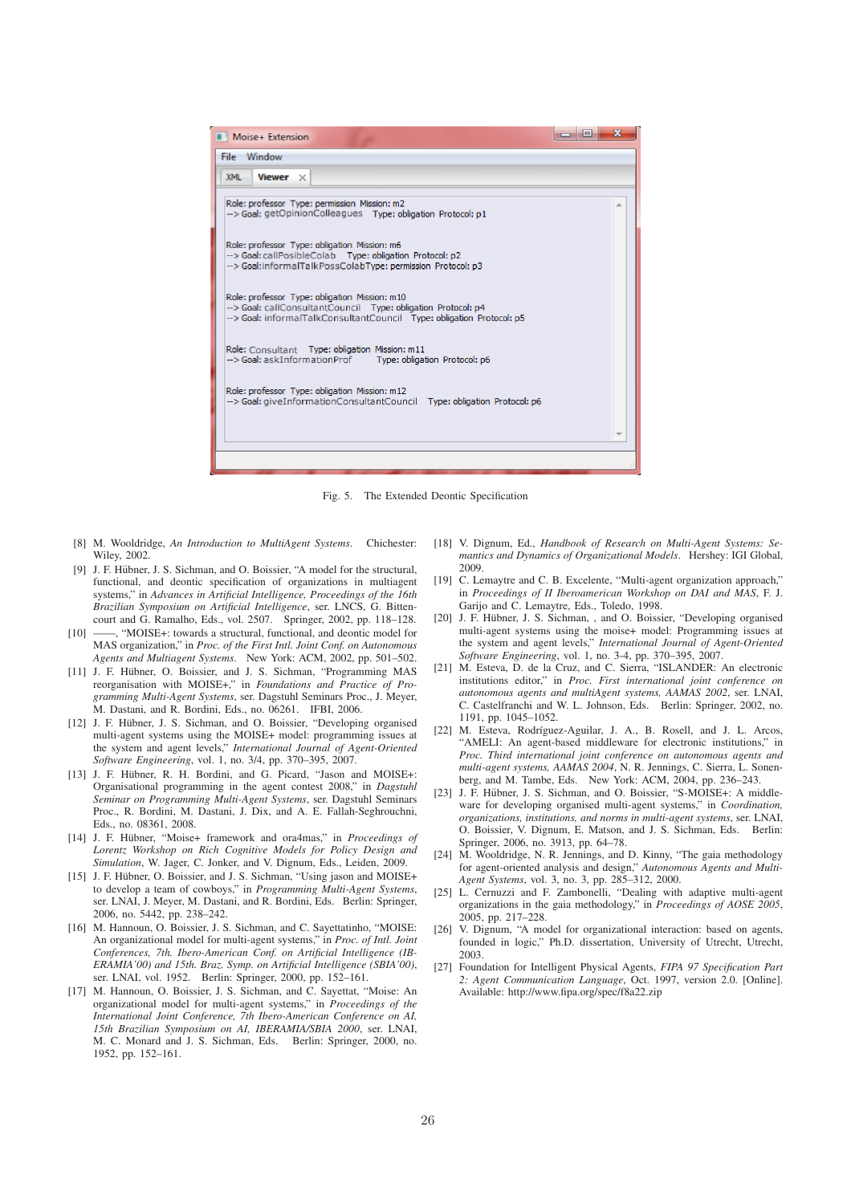Fig. 5. The Extended Deontic Specification

[8] M. Wooldridge, *An Introduction to MultiAgent Systems*. Chichester: Wiley, 2002.

[9] J. F. Hübner, J. S. Sichman, and O. Boissier, "A model for the structural, functional, and deontic specification of organizations in multiagent systems," in *Advances in Artificial Intelligence, Proceedings of the 16th Brazilian Symposium on Artificial Intelligence*, ser. LNCS, G. Bittencourt and G. Ramalho, Eds., vol. 2507. Springer, 2002, pp. 118–128.

[10] ——, "MOISE+: towards a structural, functional, and deontic model for MAS organization," in *Proc. of the First Intl. Joint Conf. on Autonomous Agents and Multiagent Systems*. New York: ACM, 2002, pp. 501–502.

[11] J. F. Hübner, O. Boissier, and J. S. Sichman, "Programming MAS reorganisation with MOISE+," in *Foundations and Practice of Programming Multi-Agent Systems*, ser. Dagstuhl Seminars Proc., J. Meyer, M. Dastani, and R. Bordini, Eds., no. 06261. IFBI, 2006.

[12] J. F. Hübner, J. S. Sichman, and O. Boissier, "Developing organised multi-agent systems using the MOISE+ model: programming issues at the system and agent levels," *International Journal of Agent-Oriented Software Engineering*, vol. 1, no. 3/4, pp. 370–395, 2007.

[13] J. F. Hübner, R. H. Bordini, and G. Picard, "Jason and MOISE+: Organisational programming in the agent contest 2008," in *Dagstuhl Seminar on Programming Multi-Agent Systems*, ser. Dagstuhl Seminars Proc., R. Bordini, M. Dastani, J. Dix, and A. E. Fallah-Seghrouchni, Eds., no. 08361, 2008.

[14] J. F. Hübner, "Moise+ framework and ora4mas," in *Proceedings of Lorentz Workshop on Rich Cognitive Models for Policy Design and Simulation*, W. Jager, C. Jonker, and V. Dignum, Eds., Leiden, 2009.

[15] J. F. Hübner, O. Boissier, and J. S. Sichman, "Using jason and MOISE+ to develop a team of cowboys," in *Programming Multi-Agent Systems*, ser. LNAI, J. Meyer, M. Dastani, and R. Bordini, Eds. Berlin: Springer, 2006, no. 5442, pp. 238–242.

[16] M. Hannoun, O. Boissier, J. S. Sichman, and C. Sayettaintho, "MOISE: An organizational model for multi-agent systems," in *Proc. of Intl. Joint Conferences, 7th. Ibero-American Conf. on Artificial Intelligence (IBERAMIA'00) and 15th. Braz. Symp. on Artificial Intelligence (SBIA'00)*, ser. LNAI, vol. 1952. Berlin: Springer, 2000, pp. 152–161.

[17] M. Hannoun, O. Boissier, J. S. Sichman, and C. Sayettat, "Moise: An organizational model for multi-agent systems," in *Proceedings of the International Joint Conference, 7th Ibero-American Conference on AI, 15th Brazilian Symposium on AI, IBERAMIA/SBIA 2000*, ser. LNAI, M. C. Monard and J. S. Sichman, Eds. Berlin: Springer, 2000, no. 1952, pp. 152–161.

[18] V. Dignum, Ed., *Handbook of Research on Multi-Agent Systems: Semantics and Dynamics of Organizational Models*. Hershey: IGI Global, 2009.

[19] C. Lemaytre and C. B. Excelente, "Multi-agent organization approach," in *Proceedings of II Iberoamerican Workshop on DAI and MAS*, F. J. Garijo and C. Lemaytre, Eds., Toledo, 1998.

[20] J. F. Hübner, J. S. Sichman, , and O. Boissier, "Developing organised multi-agent systems using the moise+ model: Programming issues at the system and agent levels," *International Journal of Agent-Oriented Software Engineering*, vol. 1, no. 3-4, pp. 370–395, 2007.

[21] M. Esteva, D. de la Cruz, and C. Sierra, "ISLANDER: An electronic institutions editor," in *Proc. First international joint conference on autonomous agents and multiAgent systems, AAMAS 2002*, ser. LNAI, C. Castelfranchi and W. L. Johnson, Eds. Berlin: Springer, 2002, no. 1191, pp. 1045–1052.

[22] M. Esteva, Rodríguez-Aguilar, J. A., B. Rosell, and J. L. Arcos, "AMELI: An agent-based middleware for electronic institutions," in *Proc. Third international joint conference on autonomous agents and multi-agent systems, AAMAS 2004*, N. R. Jennings, C. Sierra, L. Sonenberg, and M. Tambe, Eds. New York: ACM, 2004, pp. 236–243.

[23] J. F. Hübner, J. S. Sichman, and O. Boissier, "S-MOISE+: A middleware for developing organised multi-agent systems," in *Coordination, organizations, institutions, and norms in multi-agent systems*, ser. LNAI, O. Boissier, V. Dignum, E. Matson, and J. S. Sichman, Eds. Berlin: Springer, 2006, no. 3913, pp. 64–78.

[24] M. Wooldridge, N. R. Jennings, and D. Kinny, "The gaia methodology for agent-oriented analysis and design," *Autonomous Agents and Multi-Agent Systems*, vol. 3, no. 3, pp. 285–312, 2000.

[25] L. Cernuzzi and F. Zambonelli, "Dealing with adaptive multi-agent organizations in the gaia methodology," in *Proceedings of AOSE 2005*, 2005, pp. 217–228.

[26] V. Dignum, "A model for organizational interaction: based on agents, founded in logic," Ph.D. dissertation, University of Utrecht, Utrecht, 2003.

[27] Foundation for Intelligent Physical Agents, *FIPA 97 Specification Part 2: Agent Communication Language*, Oct. 1997, version 2.0. [Online]. Available: http://www.fipa.org/spec/f8a22.zip